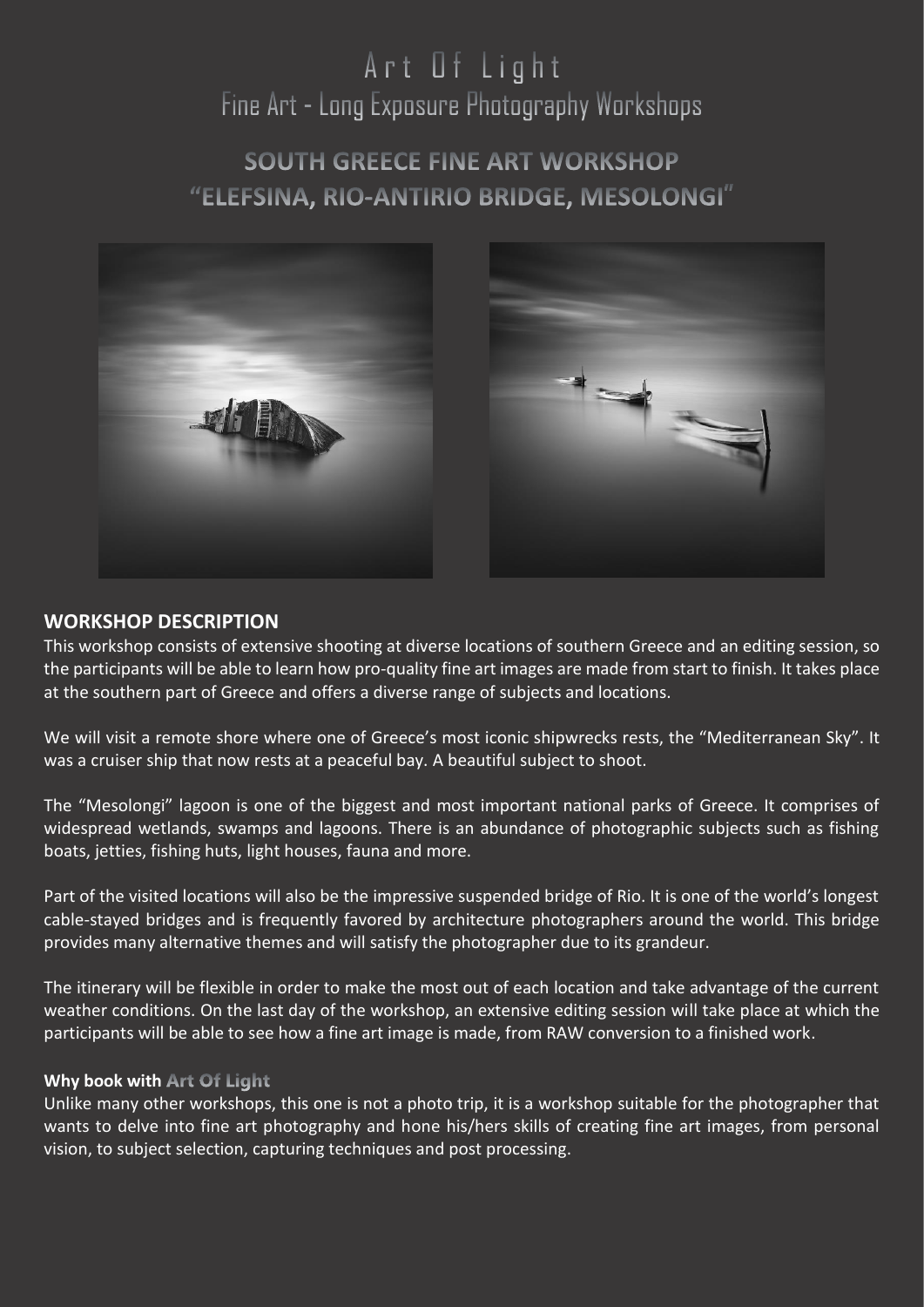# Art Of Light

## Fine Art - Long Exposure Photography Workshops

## SOUTH GREECE FINE ART WORKSHOP "ELEFSINA, RIO-ANTIRIO BRIDGE, MESOLONGI"

### WORKSHOP DESCRIPTION

This workshop consists of extensive shooting at diverse locations of southern Greece and an editing session, so the participants will be able to learn how pro-quality fine art images are made from start to finish. It takes place at the southern part of Greece and offers a diverse range of subjects and locations.

We will visit a remote shore where one of Greece's most iconic shipwrecks rests, the "Mediterranean Sky". It was a cruiser ship that now rests at a peaceful bay. A beautiful subject to shoot.

The "Mesolongi" lagoon is one of the biggest and most important national parks of Greece. It comprises of widespread wetlands, swamps and lagoons. There is an abundance of photographic subjects such as fishing boats, jetties, fishing huts, light houses, fauna and more.

Part of the visited locations will also be the impressive suspended bridge of Rio. It is one of the world's longest cable-stayed bridges and is frequently favored by architecture photographers around the world. This bridge provides many alternative themes and will satisfy the photographer due to its grandeur.

The itinerary will be flexible in order to make the most out of each location and take advantage of the current weather conditions. On the last day of the workshop, an extensive editing session will take place at which the participants will be able to see how a fine art image is made, from RAW conversion to a finished work.

#### Why book with Art Of Light

Unlike many other workshops, this one is not a photo trip, it is a workshop suitable for the photographer that wants to delve into fine art photography and hone his/hers skills of creating fine art images, from personal vision, to subject selection, capturing techniques and post processing.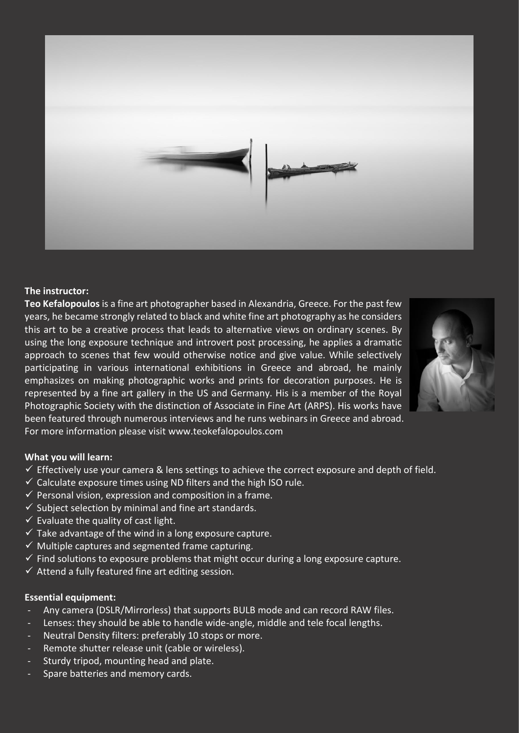**The instructor:**

**Teo Kefalopoulos** is a fine art photographer based in Alexandria, Greece. For the past few years, he became strongly related to black and white fine art photography as he considers this art to be a creative process that leads to alternative views on ordinary scenes. By using the long exposure technique and introvert post processing, he applies a dramatic approach to scenes that few would otherwise notice and give value. While selectively participating in various international exhibitions in Greece and abroad, he mainly emphasizes on making photographic works and prints for decoration purposes. He is represented by a fine art gallery in the US and Germany. His is a member of the Royal Photographic Society with the distinction of Associate in Fine Art (ARPS). His works have been featured through numerous interviews and he runs webinars in Greece and abroad. For more information please visit www.teokefalopoulos.com

**What you will learn:**

- ✓ Effectively use your camera & lens settings to achieve the correct exposure and depth of field.
- ✓ Calculate exposure times using ND filters and the high ISO rule.
- ✓ Personal vision, expression and composition in a frame.
- ✓ Subject selection by minimal and fine art standards.
- ✓ Evaluate the quality of cast light.
- ✓ Take advantage of the wind in a long exposure capture.
- ✓ Multiple captures and segmented frame capturing.
- ✓ Find solutions to exposure problems that might occur during a long exposure capture.
- ✓ Attend a fully featured fine art editing session.

**Essential equipment:**

- Any camera (DSLR/Mirrorless) that supports BULB mode and can record RAW files.
- Lenses: they should be able to handle wide-angle, middle and tele focal lengths.
- Neutral Density filters: preferably 10 stops or more.
- Remote shutter release unit (cable or wireless).
- Sturdy tripod, mounting head and plate.
- Spare batteries and memory cards.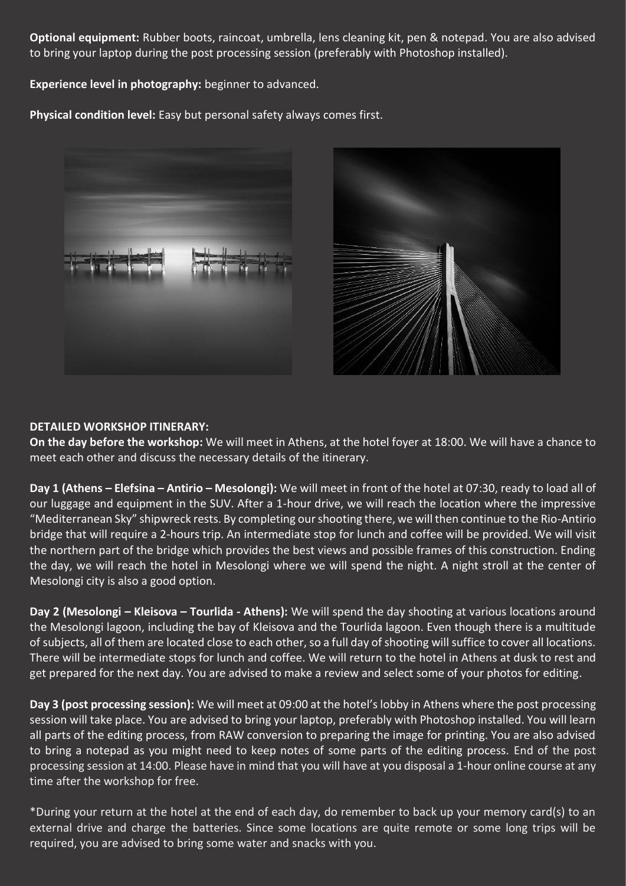**Optional equipment:** Rubber boots, raincoat, umbrella, lens cleaning kit, pen & notepad. You are also advised to bring your laptop during the post processing session (preferably with Photoshop installed).

**Experience level in photography:** beginner to advanced.

**Physical condition level:** Easy but personal safety always comes first.

**DETAILED WORKSHOP ITINERARY:**

**On the day before the workshop:** We will meet in Athens, at the hotel foyer at 18:00. We will have a chance to meet each other and discuss the necessary details of the itinerary.

**Day 1 (Athens – Elefsina – Antirio – Mesolongi):** We will meet in front of the hotel at 07:30, ready to load all of our luggage and equipment in the SUV. After a 1-hour drive, we will reach the location where the impressive "Mediterranean Sky" shipwreck rests. By completing our shooting there, we will then continue to the Rio-Antirio bridge that will require a 2-hours trip. An intermediate stop for lunch and coffee will be provided. We will visit the northern part of the bridge which provides the best views and possible frames of this construction. Ending the day, we will reach the hotel in Mesolongi where we will spend the night. A night stroll at the center of Mesolongi city is also a good option.

**Day 2 (Mesolongi – Kleisova – Tourlida - Athens):** We will spend the day shooting at various locations around the Mesolongi lagoon, including the bay of Kleisova and the Tourlida lagoon. Even though there is a multitude of subjects, all of them are located close to each other, so a full day of shooting will suffice to cover all locations. There will be intermediate stops for lunch and coffee. We will return to the hotel in Athens at dusk to rest and get prepared for the next day. You are advised to make a review and select some of your photos for editing.

**Day 3 (post processing session):** We will meet at 09:00 at the hotel's lobby in Athens where the post processing session will take place. You are advised to bring your laptop, preferably with Photoshop installed. You will learn all parts of the editing process, from RAW conversion to preparing the image for printing. You are also advised to bring a notepad as you might need to keep notes of some parts of the editing process. End of the post processing session at 14:00. Please have in mind that you will have at you disposal a 1-hour online course at any time after the workshop for free.

*During your return at the hotel at the end of each day, do remember to back up your memory card(s) to an external drive and charge the batteries. Since some locations are quite remote or some long trips will be required, you are advised to bring some water and snacks with you.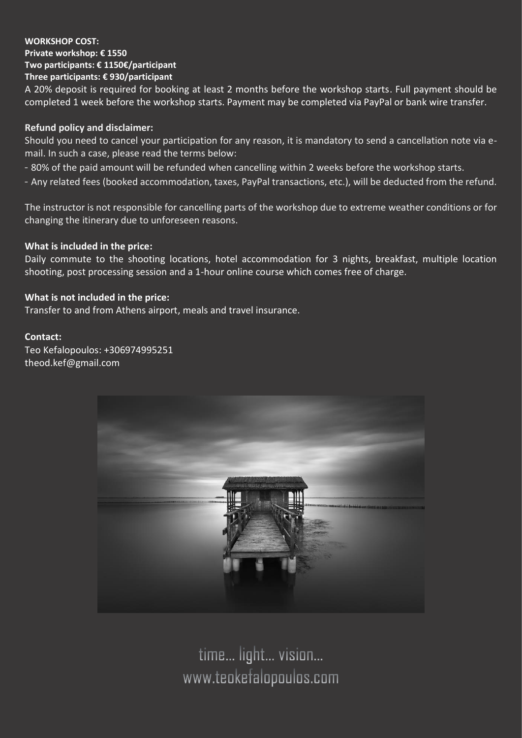**WORKSHOP COST:**
**Private workshop: € 1550**
**Two participants: € 1150€/participant**
**Three participants: € 930/participant**

A 20% deposit is required for booking at least 2 months before the workshop starts. Full payment should be completed 1 week before the workshop starts. Payment may be completed via PayPal or bank wire transfer.

**Refund policy and disclaimer:**

Should you need to cancel your participation for any reason, it is mandatory to send a cancellation note via e-mail. In such a case, please read the terms below:

- 80% of the paid amount will be refunded when cancelling within 2 weeks before the workshop starts.
- Any related fees (booked accommodation, taxes, PayPal transactions, etc.), will be deducted from the refund.

The instructor is not responsible for cancelling parts of the workshop due to extreme weather conditions or for changing the itinerary due to unforeseen reasons.

**What is included in the price:**

Daily commute to the shooting locations, hotel accommodation for 3 nights, breakfast, multiple location shooting, post processing session and a 1-hour online course which comes free of charge.

**What is not included in the price:**

Transfer to and from Athens airport, meals and travel insurance.

**Contact:**

Teo Kefalopoulos: +306974995251
theod.kef@gmail.com

time... light... vision...
www.teokefalopoulos.com